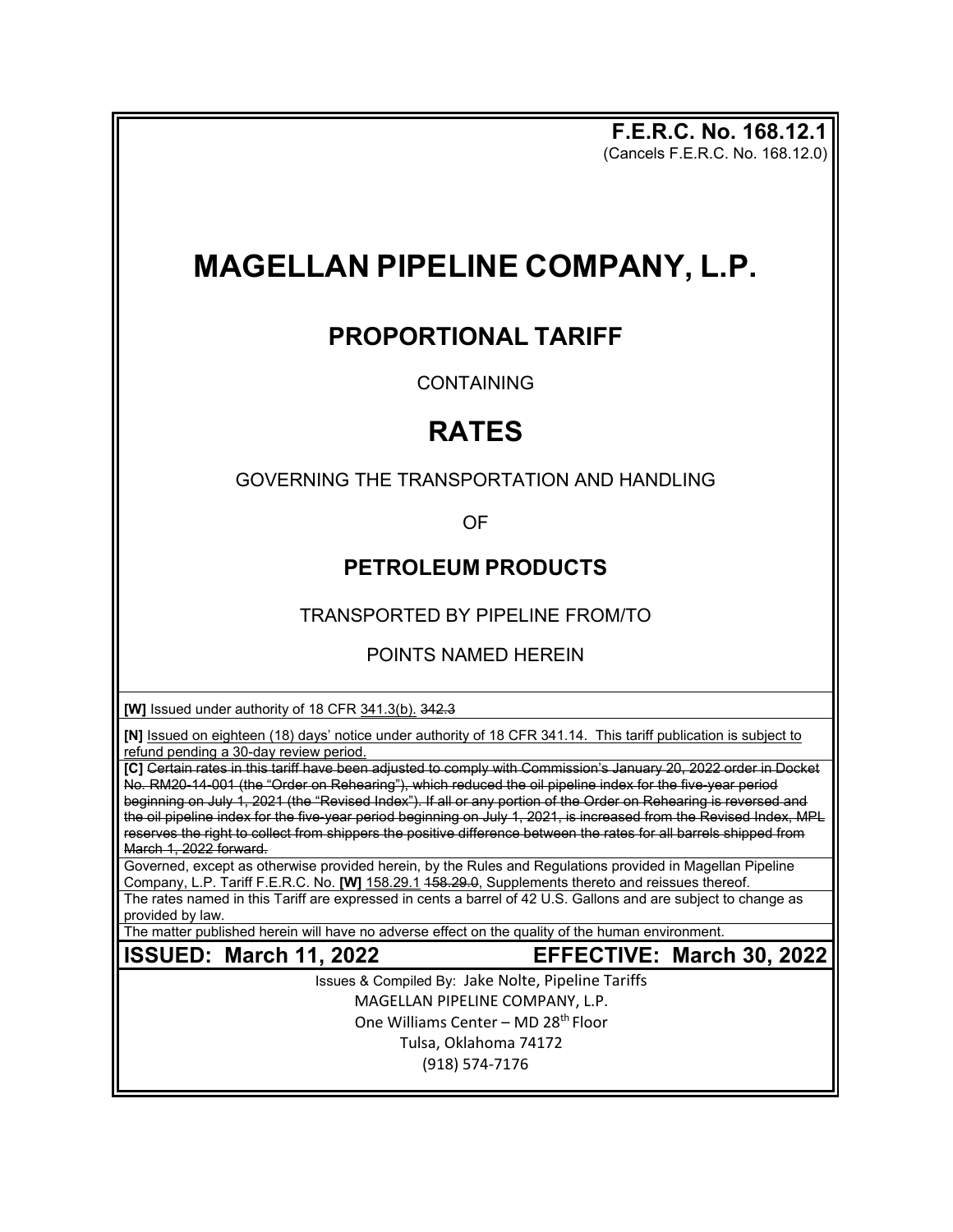**F.E.R.C. No. 168.12.1**
(Cancels F.E.R.C. No. 168.12.0)

# MAGELLAN PIPELINE COMPANY, L.P.

## PROPORTIONAL TARIFF

CONTAINING

# RATES

GOVERNING THE TRANSPORTATION AND HANDLING

OF

## PETROLEUM PRODUCTS

TRANSPORTED BY PIPELINE FROM/TO

POINTS NAMED HEREIN

**[W]** Issued under authority of 18 CFR 341.3(b). ~~342.3~~

**[N]** Issued on eighteen (18) days' notice under authority of 18 CFR 341.14. This tariff publication is subject to refund pending a 30-day review period.

**[C]** ~~Certain rates in this tariff have been adjusted to comply with Commission's January 20, 2022 order in Docket No. RM20-14-001 (the "Order on Rehearing"), which reduced the oil pipeline index for the five-year period beginning on July 1, 2021 (the "Revised Index"). If all or any portion of the Order on Rehearing is reversed and the oil pipeline index for the five-year period beginning on July 1, 2021, is increased from the Revised Index, MPL reserves the right to collect from shippers the positive difference between the rates for all barrels shipped from March 1, 2022 forward.~~

Governed, except as otherwise provided herein, by the Rules and Regulations provided in Magellan Pipeline Company, L.P. Tariff F.E.R.C. No. **[W]** 158.29.1 ~~158.29.0~~, Supplements thereto and reissues thereof.

The rates named in this Tariff are expressed in cents a barrel of 42 U.S. Gallons and are subject to change as provided by law.

The matter published herein will have no adverse effect on the quality of the human environment.

**ISSUED: March 11, 2022** **EFFECTIVE: March 30, 2022**

Issues & Compiled By: Jake Nolte, Pipeline Tariffs
MAGELLAN PIPELINE COMPANY, L.P.
One Williams Center – MD 28th Floor
Tulsa, Oklahoma 74172
(918) 574-7176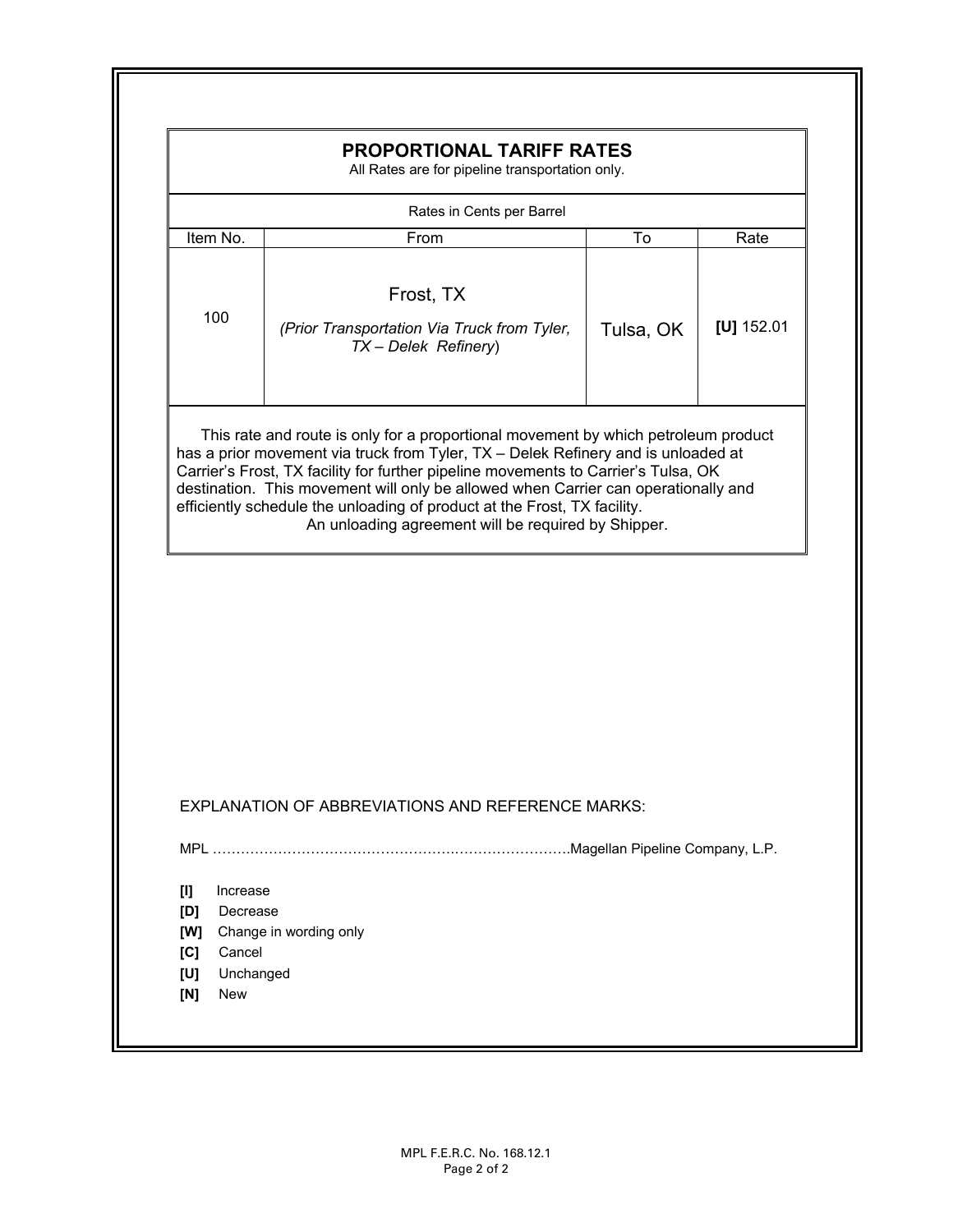## PROPORTIONAL TARIFF RATES

All Rates are for pipeline transportation only.

Rates in Cents per Barrel

| Item No. | From | To | Rate |
|---|---|---|---|
| 100 | Frost, TX *(Prior Transportation Via Truck from Tyler, TX – Delek Refinery)* | Tulsa, OK | **[U]** 152.01 |

This rate and route is only for a proportional movement by which petroleum product has a prior movement via truck from Tyler, TX – Delek Refinery and is unloaded at Carrier's Frost, TX facility for further pipeline movements to Carrier's Tulsa, OK destination. This movement will only be allowed when Carrier can operationally and efficiently schedule the unloading of product at the Frost, TX facility.

An unloading agreement will be required by Shipper.

EXPLANATION OF ABBREVIATIONS AND REFERENCE MARKS:

MPL …………………………………………………………………….Magellan Pipeline Company, L.P.

**[I]** Increase
**[D]** Decrease
**[W]** Change in wording only
**[C]** Cancel
**[U]** Unchanged
**[N]** New

MPL F.E.R.C. No. 168.12.1